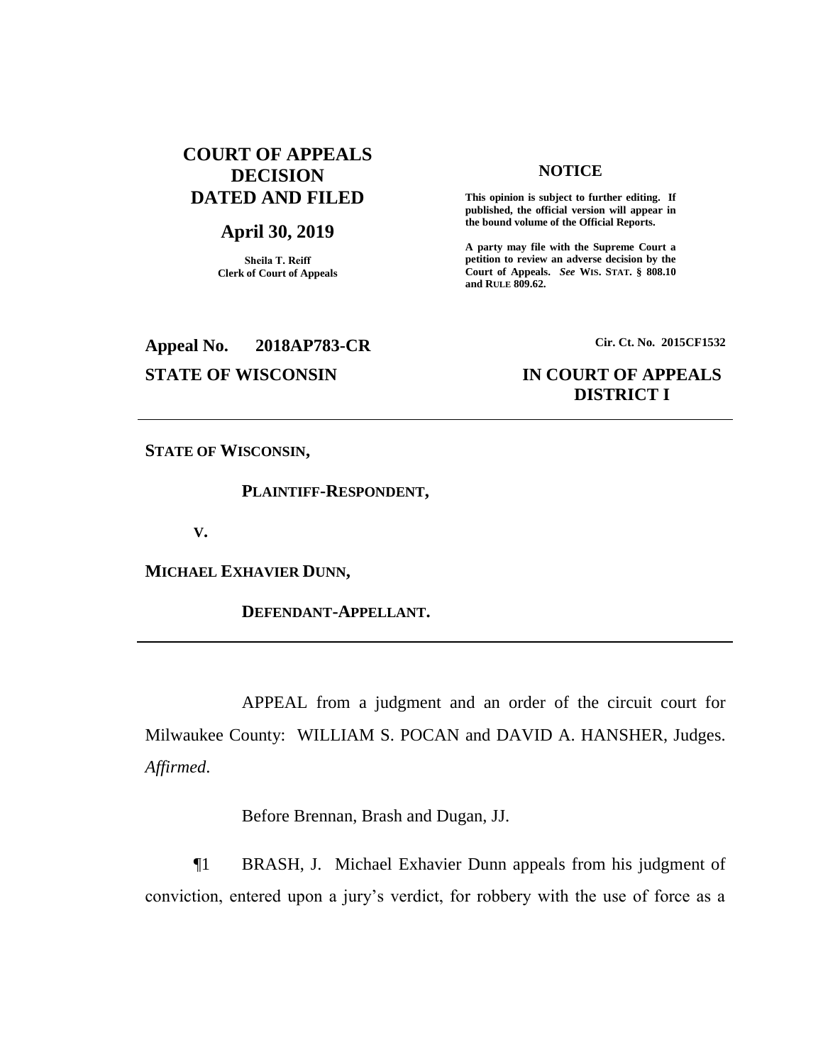**COURT OF APPEALS DECISION DATED AND FILED**

**April 30, 2019**

**Sheila T. Reiff**
**Clerk of Court of Appeals**

**NOTICE**

**This opinion is subject to further editing. If published, the official version will appear in the bound volume of the Official Reports.**

**A party may file with the Supreme Court a petition to review an adverse decision by the Court of Appeals.** ***See*** **WIS. STAT. § 808.10 and RULE 809.62.**

**Appeal No. 2018AP783-CR** **Cir. Ct. No. 2015CF1532**

**STATE OF WISCONSIN** **IN COURT OF APPEALS**
**DISTRICT I**

---

**STATE OF WISCONSIN,**

**PLAINTIFF-RESPONDENT,**

**V.**

**MICHAEL EXHAVIER DUNN,**

**DEFENDANT-APPELLANT.**

---

APPEAL from a judgment and an order of the circuit court for Milwaukee County: WILLIAM S. POCAN and DAVID A. HANSHER, Judges. *Affirmed*.

Before Brennan, Brash and Dugan, JJ.

¶1 BRASH, J. Michael Exhavier Dunn appeals from his judgment of conviction, entered upon a jury's verdict, for robbery with the use of force as a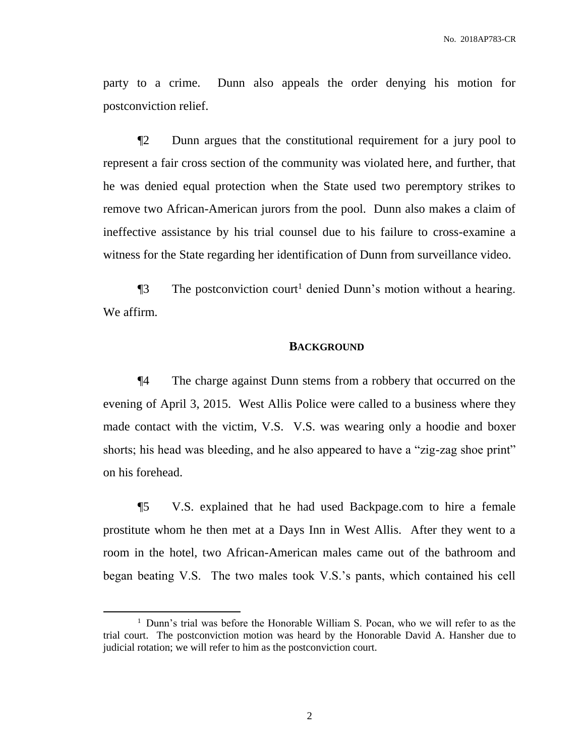party to a crime. Dunn also appeals the order denying his motion for postconviction relief.

¶2 Dunn argues that the constitutional requirement for a jury pool to represent a fair cross section of the community was violated here, and further, that he was denied equal protection when the State used two peremptory strikes to remove two African-American jurors from the pool. Dunn also makes a claim of ineffective assistance by his trial counsel due to his failure to cross-examine a witness for the State regarding her identification of Dunn from surveillance video.

¶3 The postconviction court[1] denied Dunn's motion without a hearing. We affirm.

## BACKGROUND

¶4 The charge against Dunn stems from a robbery that occurred on the evening of April 3, 2015. West Allis Police were called to a business where they made contact with the victim, V.S. V.S. was wearing only a hoodie and boxer shorts; his head was bleeding, and he also appeared to have a "zig-zag shoe print" on his forehead.

¶5 V.S. explained that he had used Backpage.com to hire a female prostitute whom he then met at a Days Inn in West Allis. After they went to a room in the hotel, two African-American males came out of the bathroom and began beating V.S. The two males took V.S.'s pants, which contained his cell

---

[1] Dunn's trial was before the Honorable William S. Pocan, who we will refer to as the trial court. The postconviction motion was heard by the Honorable David A. Hansher due to judicial rotation; we will refer to him as the postconviction court.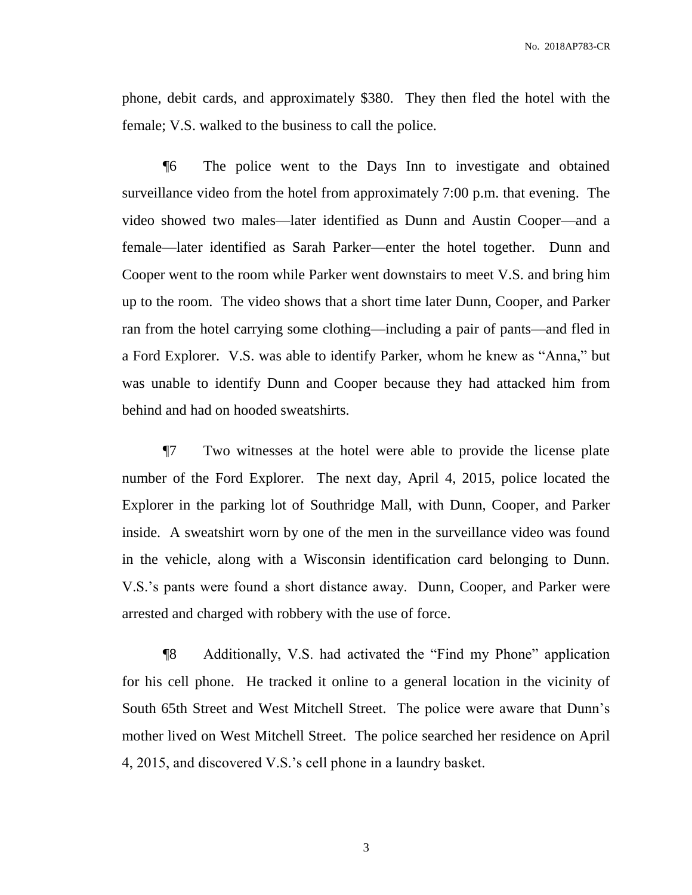phone, debit cards, and approximately $380. They then fled the hotel with the female; V.S. walked to the business to call the police.

¶6 The police went to the Days Inn to investigate and obtained surveillance video from the hotel from approximately 7:00 p.m. that evening. The video showed two males—later identified as Dunn and Austin Cooper—and a female—later identified as Sarah Parker—enter the hotel together. Dunn and Cooper went to the room while Parker went downstairs to meet V.S. and bring him up to the room. The video shows that a short time later Dunn, Cooper, and Parker ran from the hotel carrying some clothing—including a pair of pants—and fled in a Ford Explorer. V.S. was able to identify Parker, whom he knew as "Anna," but was unable to identify Dunn and Cooper because they had attacked him from behind and had on hooded sweatshirts.

¶7 Two witnesses at the hotel were able to provide the license plate number of the Ford Explorer. The next day, April 4, 2015, police located the Explorer in the parking lot of Southridge Mall, with Dunn, Cooper, and Parker inside. A sweatshirt worn by one of the men in the surveillance video was found in the vehicle, along with a Wisconsin identification card belonging to Dunn. V.S.'s pants were found a short distance away. Dunn, Cooper, and Parker were arrested and charged with robbery with the use of force.

¶8 Additionally, V.S. had activated the "Find my Phone" application for his cell phone. He tracked it online to a general location in the vicinity of South 65th Street and West Mitchell Street. The police were aware that Dunn's mother lived on West Mitchell Street. The police searched her residence on April 4, 2015, and discovered V.S.'s cell phone in a laundry basket.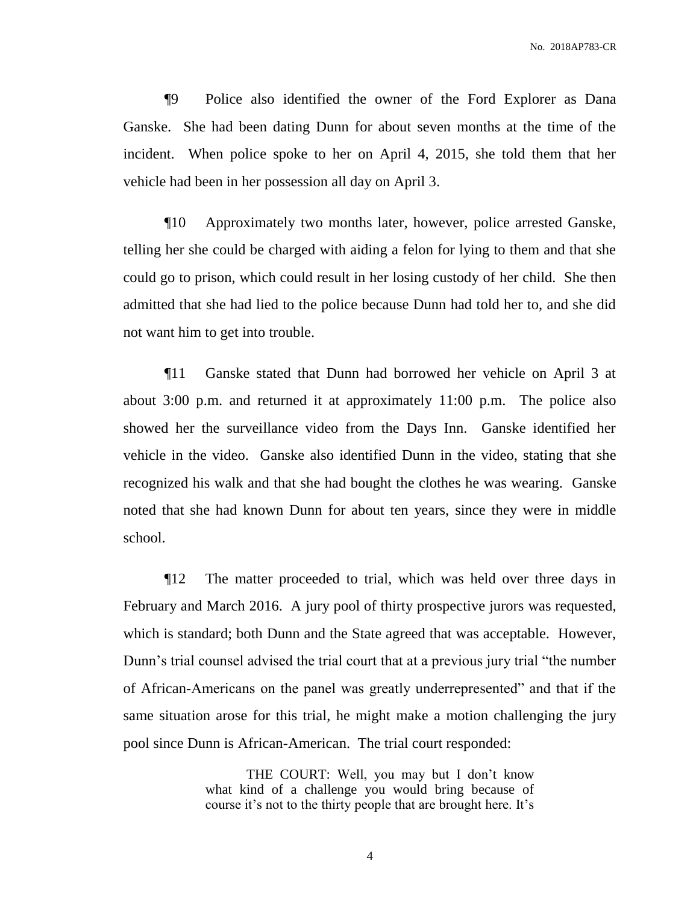¶9 Police also identified the owner of the Ford Explorer as Dana Ganske. She had been dating Dunn for about seven months at the time of the incident. When police spoke to her on April 4, 2015, she told them that her vehicle had been in her possession all day on April 3.

¶10 Approximately two months later, however, police arrested Ganske, telling her she could be charged with aiding a felon for lying to them and that she could go to prison, which could result in her losing custody of her child. She then admitted that she had lied to the police because Dunn had told her to, and she did not want him to get into trouble.

¶11 Ganske stated that Dunn had borrowed her vehicle on April 3 at about 3:00 p.m. and returned it at approximately 11:00 p.m. The police also showed her the surveillance video from the Days Inn. Ganske identified her vehicle in the video. Ganske also identified Dunn in the video, stating that she recognized his walk and that she had bought the clothes he was wearing. Ganske noted that she had known Dunn for about ten years, since they were in middle school.

¶12 The matter proceeded to trial, which was held over three days in February and March 2016. A jury pool of thirty prospective jurors was requested, which is standard; both Dunn and the State agreed that was acceptable. However, Dunn's trial counsel advised the trial court that at a previous jury trial "the number of African-Americans on the panel was greatly underrepresented" and that if the same situation arose for this trial, he might make a motion challenging the jury pool since Dunn is African-American. The trial court responded:

> THE COURT: Well, you may but I don't know what kind of a challenge you would bring because of course it's not to the thirty people that are brought here. It's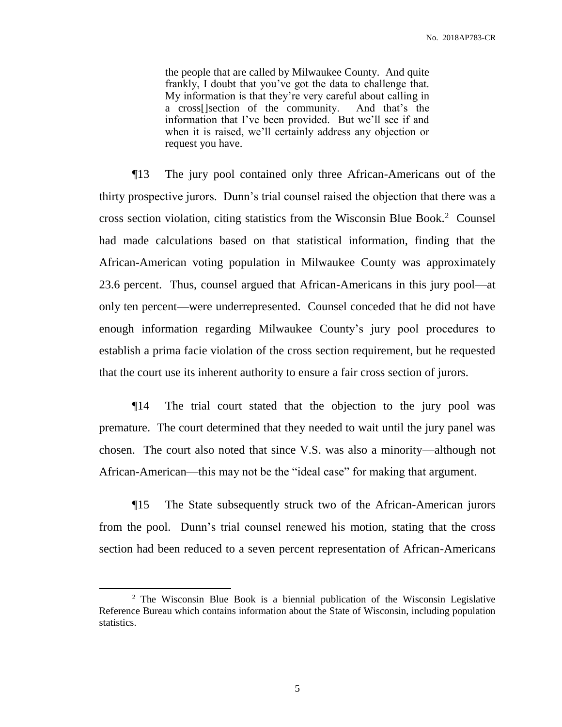> the people that are called by Milwaukee County. And quite frankly, I doubt that you've got the data to challenge that. My information is that they're very careful about calling in a cross[]section of the community. And that's the information that I've been provided. But we'll see if and when it is raised, we'll certainly address any objection or request you have.

¶13 The jury pool contained only three African-Americans out of the thirty prospective jurors. Dunn's trial counsel raised the objection that there was a cross section violation, citing statistics from the Wisconsin Blue Book.[2] Counsel had made calculations based on that statistical information, finding that the African-American voting population in Milwaukee County was approximately 23.6 percent. Thus, counsel argued that African-Americans in this jury pool—at only ten percent—were underrepresented. Counsel conceded that he did not have enough information regarding Milwaukee County's jury pool procedures to establish a prima facie violation of the cross section requirement, but he requested that the court use its inherent authority to ensure a fair cross section of jurors.

¶14 The trial court stated that the objection to the jury pool was premature. The court determined that they needed to wait until the jury panel was chosen. The court also noted that since V.S. was also a minority—although not African-American—this may not be the "ideal case" for making that argument.

¶15 The State subsequently struck two of the African-American jurors from the pool. Dunn's trial counsel renewed his motion, stating that the cross section had been reduced to a seven percent representation of African-Americans

---

[2] The Wisconsin Blue Book is a biennial publication of the Wisconsin Legislative Reference Bureau which contains information about the State of Wisconsin, including population statistics.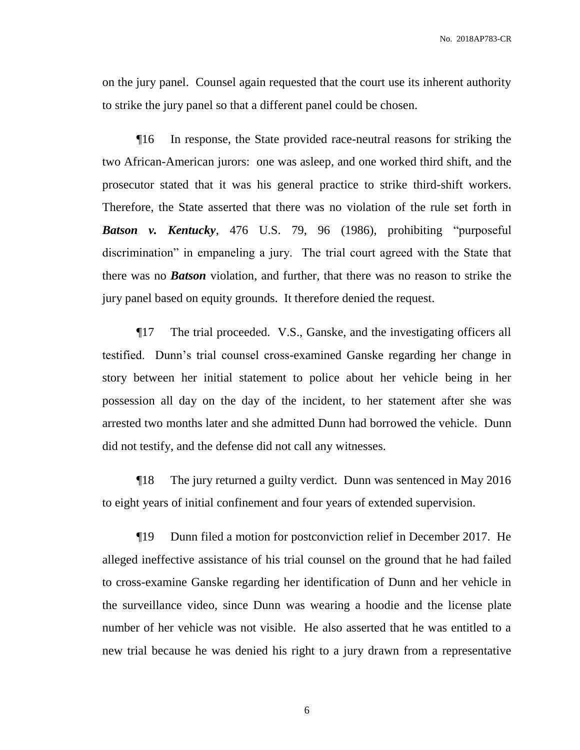on the jury panel. Counsel again requested that the court use its inherent authority to strike the jury panel so that a different panel could be chosen.

¶16 In response, the State provided race-neutral reasons for striking the two African-American jurors: one was asleep, and one worked third shift, and the prosecutor stated that it was his general practice to strike third-shift workers. Therefore, the State asserted that there was no violation of the rule set forth in ***Batson v. Kentucky***, 476 U.S. 79, 96 (1986), prohibiting "purposeful discrimination" in empaneling a jury. The trial court agreed with the State that there was no ***Batson*** violation, and further, that there was no reason to strike the jury panel based on equity grounds. It therefore denied the request.

¶17 The trial proceeded. V.S., Ganske, and the investigating officers all testified. Dunn's trial counsel cross-examined Ganske regarding her change in story between her initial statement to police about her vehicle being in her possession all day on the day of the incident, to her statement after she was arrested two months later and she admitted Dunn had borrowed the vehicle. Dunn did not testify, and the defense did not call any witnesses.

¶18 The jury returned a guilty verdict. Dunn was sentenced in May 2016 to eight years of initial confinement and four years of extended supervision.

¶19 Dunn filed a motion for postconviction relief in December 2017. He alleged ineffective assistance of his trial counsel on the ground that he had failed to cross-examine Ganske regarding her identification of Dunn and her vehicle in the surveillance video, since Dunn was wearing a hoodie and the license plate number of her vehicle was not visible. He also asserted that he was entitled to a new trial because he was denied his right to a jury drawn from a representative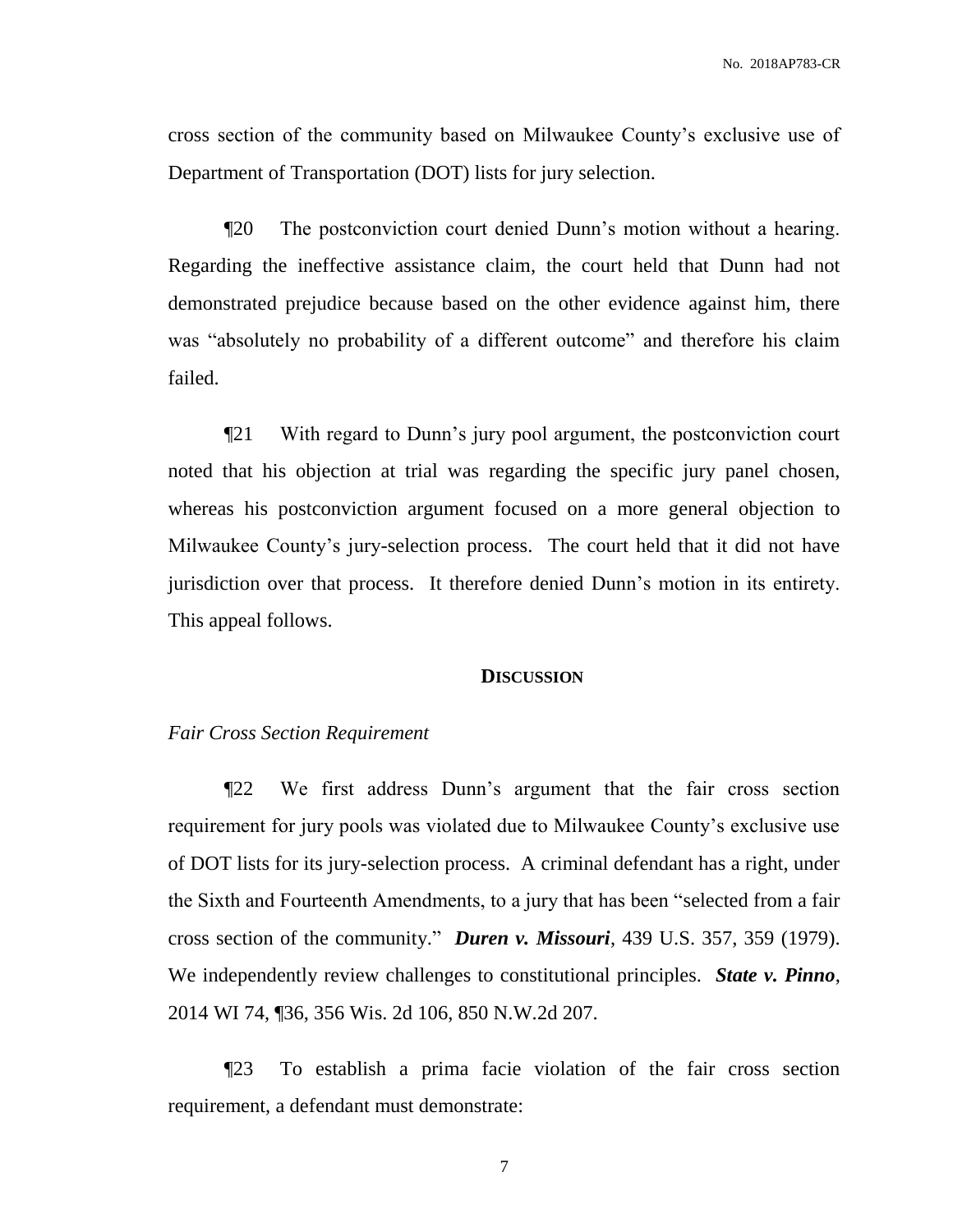cross section of the community based on Milwaukee County's exclusive use of Department of Transportation (DOT) lists for jury selection.

¶20 The postconviction court denied Dunn's motion without a hearing. Regarding the ineffective assistance claim, the court held that Dunn had not demonstrated prejudice because based on the other evidence against him, there was "absolutely no probability of a different outcome" and therefore his claim failed.

¶21 With regard to Dunn's jury pool argument, the postconviction court noted that his objection at trial was regarding the specific jury panel chosen, whereas his postconviction argument focused on a more general objection to Milwaukee County's jury-selection process. The court held that it did not have jurisdiction over that process. It therefore denied Dunn's motion in its entirety. This appeal follows.

## DISCUSSION

*Fair Cross Section Requirement*

¶22 We first address Dunn's argument that the fair cross section requirement for jury pools was violated due to Milwaukee County's exclusive use of DOT lists for its jury-selection process. A criminal defendant has a right, under the Sixth and Fourteenth Amendments, to a jury that has been "selected from a fair cross section of the community." ***Duren v. Missouri***, 439 U.S. 357, 359 (1979). We independently review challenges to constitutional principles. ***State v. Pinno***, 2014 WI 74, ¶36, 356 Wis. 2d 106, 850 N.W.2d 207.

¶23 To establish a prima facie violation of the fair cross section requirement, a defendant must demonstrate: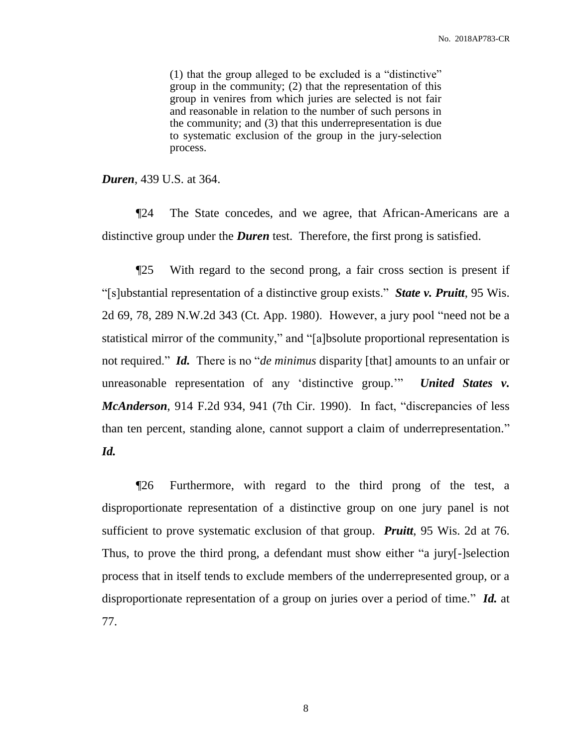> (1) that the group alleged to be excluded is a "distinctive" group in the community; (2) that the representation of this group in venires from which juries are selected is not fair and reasonable in relation to the number of such persons in the community; and (3) that this underrepresentation is due to systematic exclusion of the group in the jury-selection process.

***Duren***, 439 U.S. at 364.

¶24 The State concedes, and we agree, that African-Americans are a distinctive group under the ***Duren*** test. Therefore, the first prong is satisfied.

¶25 With regard to the second prong, a fair cross section is present if "[s]ubstantial representation of a distinctive group exists." ***State v. Pruitt***, 95 Wis. 2d 69, 78, 289 N.W.2d 343 (Ct. App. 1980). However, a jury pool "need not be a statistical mirror of the community," and "[a]bsolute proportional representation is not required." ***Id.*** There is no "*de minimus* disparity [that] amounts to an unfair or unreasonable representation of any 'distinctive group.'" ***United States v. McAnderson***, 914 F.2d 934, 941 (7th Cir. 1990). In fact, "discrepancies of less than ten percent, standing alone, cannot support a claim of underrepresentation." ***Id.***

¶26 Furthermore, with regard to the third prong of the test, a disproportionate representation of a distinctive group on one jury panel is not sufficient to prove systematic exclusion of that group. ***Pruitt***, 95 Wis. 2d at 76. Thus, to prove the third prong, a defendant must show either "a jury[-]selection process that in itself tends to exclude members of the underrepresented group, or a disproportionate representation of a group on juries over a period of time." ***Id.*** at 77.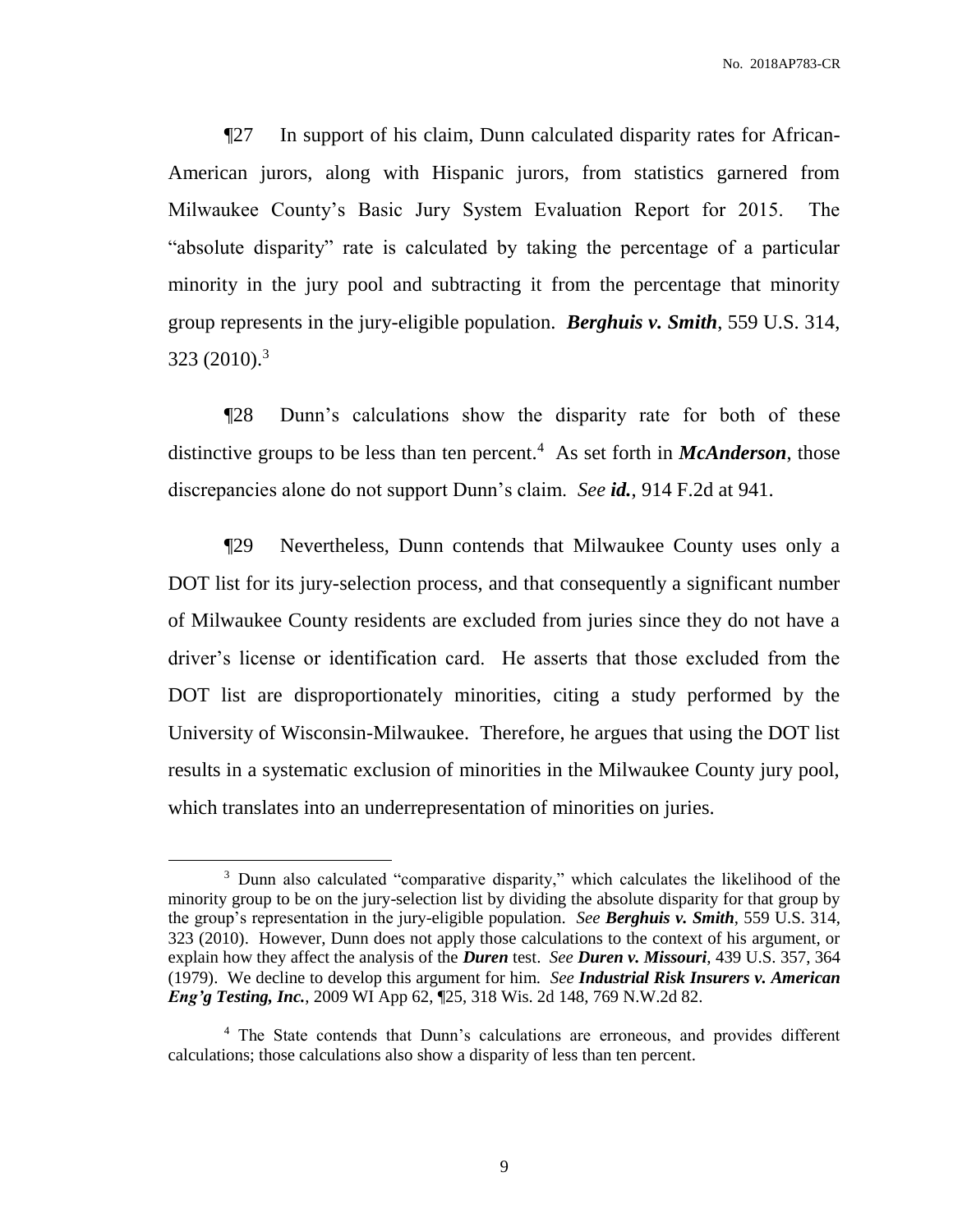¶27 In support of his claim, Dunn calculated disparity rates for African-American jurors, along with Hispanic jurors, from statistics garnered from Milwaukee County's Basic Jury System Evaluation Report for 2015. The "absolute disparity" rate is calculated by taking the percentage of a particular minority in the jury pool and subtracting it from the percentage that minority group represents in the jury-eligible population. ***Berghuis v. Smith***, 559 U.S. 314, 323 (2010).[3]

¶28 Dunn's calculations show the disparity rate for both of these distinctive groups to be less than ten percent.[4] As set forth in ***McAnderson***, those discrepancies alone do not support Dunn's claim. *See* ***id.***, 914 F.2d at 941.

¶29 Nevertheless, Dunn contends that Milwaukee County uses only a DOT list for its jury-selection process, and that consequently a significant number of Milwaukee County residents are excluded from juries since they do not have a driver's license or identification card. He asserts that those excluded from the DOT list are disproportionately minorities, citing a study performed by the University of Wisconsin-Milwaukee. Therefore, he argues that using the DOT list results in a systematic exclusion of minorities in the Milwaukee County jury pool, which translates into an underrepresentation of minorities on juries.

---

[3] Dunn also calculated "comparative disparity," which calculates the likelihood of the minority group to be on the jury-selection list by dividing the absolute disparity for that group by the group's representation in the jury-eligible population. *See* ***Berghuis v. Smith***, 559 U.S. 314, 323 (2010). However, Dunn does not apply those calculations to the context of his argument, or explain how they affect the analysis of the ***Duren*** test. *See* ***Duren v. Missouri***, 439 U.S. 357, 364 (1979). We decline to develop this argument for him. *See* ***Industrial Risk Insurers v. American Eng'g Testing, Inc.***, 2009 WI App 62, ¶25, 318 Wis. 2d 148, 769 N.W.2d 82.

[4] The State contends that Dunn's calculations are erroneous, and provides different calculations; those calculations also show a disparity of less than ten percent.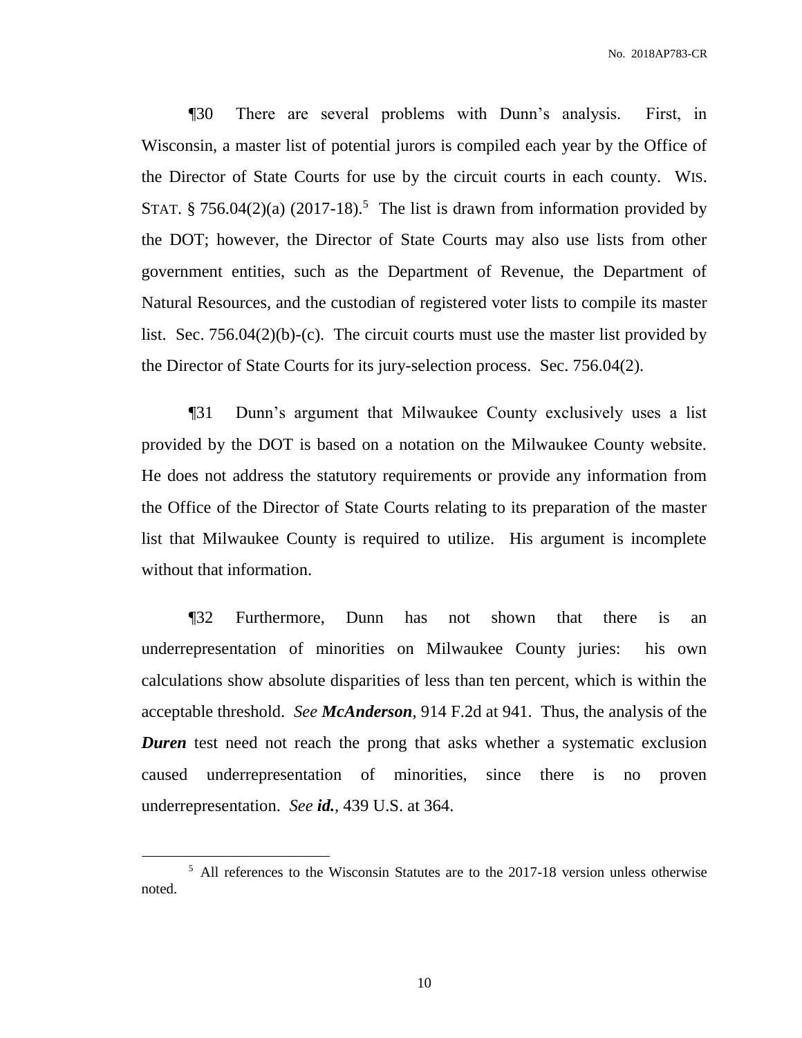¶30 There are several problems with Dunn's analysis. First, in Wisconsin, a master list of potential jurors is compiled each year by the Office of the Director of State Courts for use by the circuit courts in each county. WIS. STAT. § 756.04(2)(a) (2017-18).[5] The list is drawn from information provided by the DOT; however, the Director of State Courts may also use lists from other government entities, such as the Department of Revenue, the Department of Natural Resources, and the custodian of registered voter lists to compile its master list. Sec. 756.04(2)(b)-(c). The circuit courts must use the master list provided by the Director of State Courts for its jury-selection process. Sec. 756.04(2).

¶31 Dunn's argument that Milwaukee County exclusively uses a list provided by the DOT is based on a notation on the Milwaukee County website. He does not address the statutory requirements or provide any information from the Office of the Director of State Courts relating to its preparation of the master list that Milwaukee County is required to utilize. His argument is incomplete without that information.

¶32 Furthermore, Dunn has not shown that there is an underrepresentation of minorities on Milwaukee County juries: his own calculations show absolute disparities of less than ten percent, which is within the acceptable threshold. *See* ***McAnderson***, 914 F.2d at 941. Thus, the analysis of the ***Duren*** test need not reach the prong that asks whether a systematic exclusion caused underrepresentation of minorities, since there is no proven underrepresentation. *See* ***id.***, 439 U.S. at 364.

---

[5] All references to the Wisconsin Statutes are to the 2017-18 version unless otherwise noted.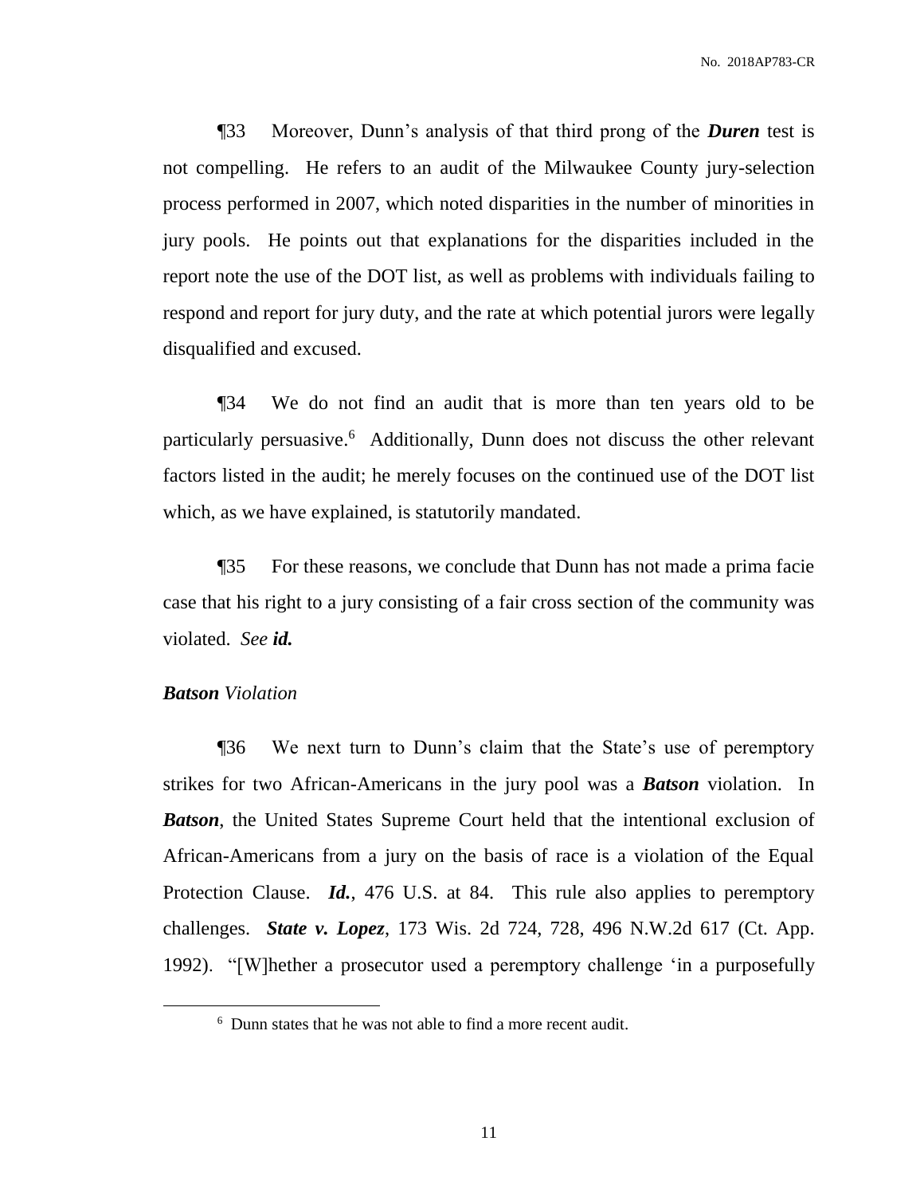¶33 Moreover, Dunn's analysis of that third prong of the ***Duren*** test is not compelling. He refers to an audit of the Milwaukee County jury-selection process performed in 2007, which noted disparities in the number of minorities in jury pools. He points out that explanations for the disparities included in the report note the use of the DOT list, as well as problems with individuals failing to respond and report for jury duty, and the rate at which potential jurors were legally disqualified and excused.

¶34 We do not find an audit that is more than ten years old to be particularly persuasive.[6] Additionally, Dunn does not discuss the other relevant factors listed in the audit; he merely focuses on the continued use of the DOT list which, as we have explained, is statutorily mandated.

¶35 For these reasons, we conclude that Dunn has not made a prima facie case that his right to a jury consisting of a fair cross section of the community was violated. *See* ***id.***

### ***Batson*** *Violation*

¶36 We next turn to Dunn's claim that the State's use of peremptory strikes for two African-Americans in the jury pool was a ***Batson*** violation. In ***Batson***, the United States Supreme Court held that the intentional exclusion of African-Americans from a jury on the basis of race is a violation of the Equal Protection Clause. ***Id.***, 476 U.S. at 84. This rule also applies to peremptory challenges. ***State v. Lopez***, 173 Wis. 2d 724, 728, 496 N.W.2d 617 (Ct. App. 1992). "[W]hether a prosecutor used a peremptory challenge 'in a purposefully

[6] Dunn states that he was not able to find a more recent audit.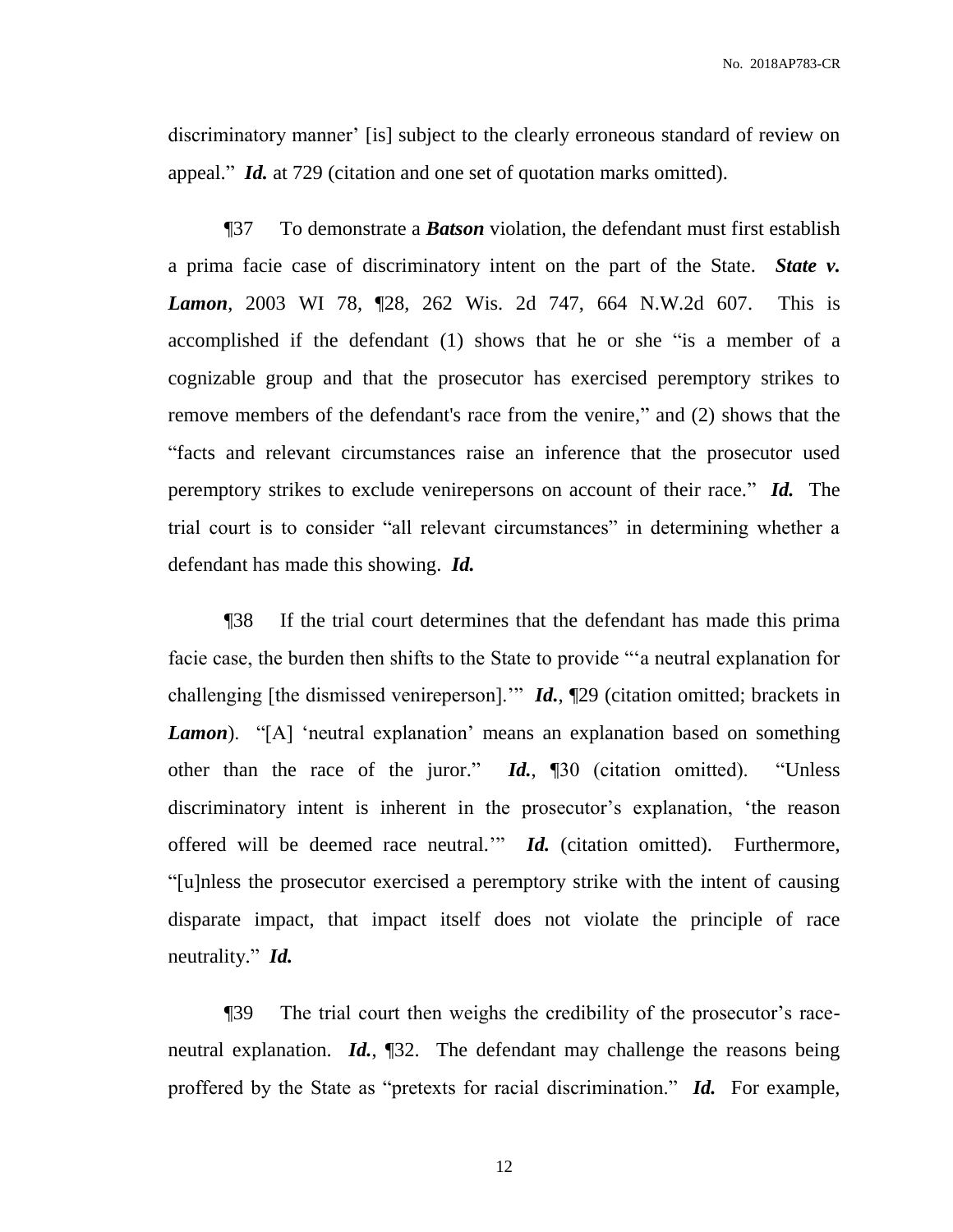discriminatory manner' [is] subject to the clearly erroneous standard of review on appeal." ***Id.*** at 729 (citation and one set of quotation marks omitted).

¶37 To demonstrate a ***Batson*** violation, the defendant must first establish a prima facie case of discriminatory intent on the part of the State. ***State v. Lamon***, 2003 WI 78, ¶28, 262 Wis. 2d 747, 664 N.W.2d 607. This is accomplished if the defendant (1) shows that he or she "is a member of a cognizable group and that the prosecutor has exercised peremptory strikes to remove members of the defendant's race from the venire," and (2) shows that the "facts and relevant circumstances raise an inference that the prosecutor used peremptory strikes to exclude venirepersons on account of their race." ***Id.*** The trial court is to consider "all relevant circumstances" in determining whether a defendant has made this showing. ***Id.***

¶38 If the trial court determines that the defendant has made this prima facie case, the burden then shifts to the State to provide "'a neutral explanation for challenging [the dismissed venireperson].'" ***Id.***, ¶29 (citation omitted; brackets in ***Lamon***). "[A] 'neutral explanation' means an explanation based on something other than the race of the juror." ***Id.***, ¶30 (citation omitted). "Unless discriminatory intent is inherent in the prosecutor's explanation, 'the reason offered will be deemed race neutral.'" ***Id.*** (citation omitted). Furthermore, "[u]nless the prosecutor exercised a peremptory strike with the intent of causing disparate impact, that impact itself does not violate the principle of race neutrality." ***Id.***

¶39 The trial court then weighs the credibility of the prosecutor's race-neutral explanation. ***Id.***, ¶32. The defendant may challenge the reasons being proffered by the State as "pretexts for racial discrimination." ***Id.*** For example,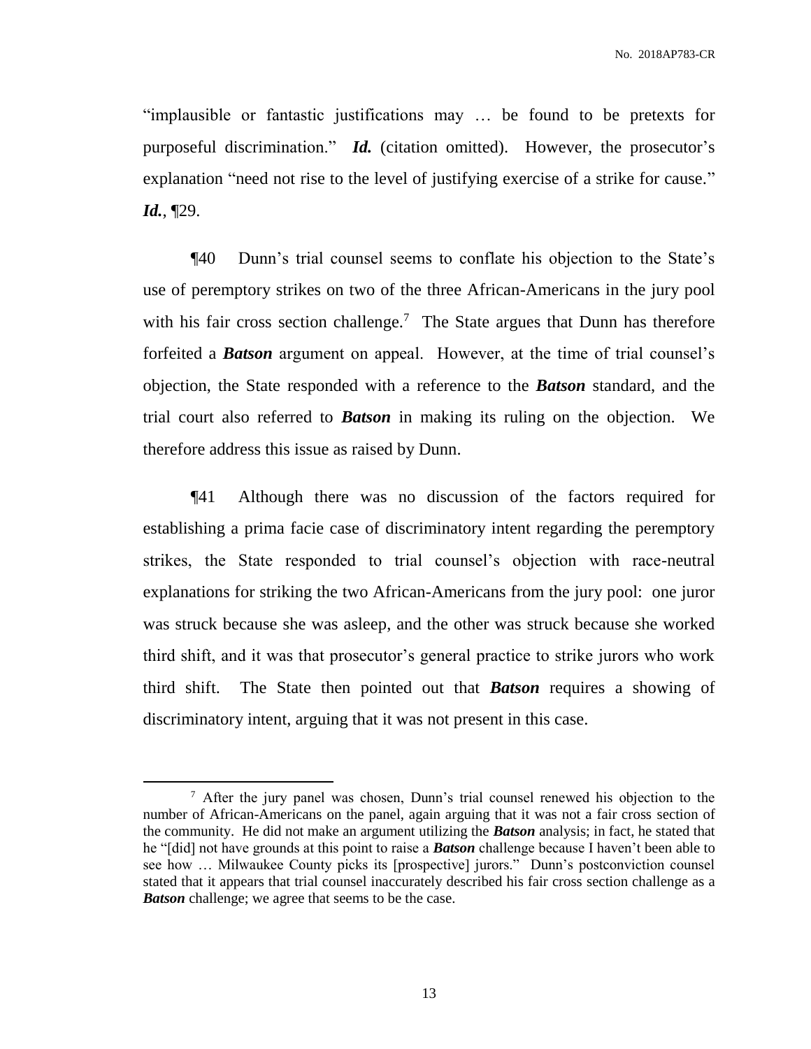"implausible or fantastic justifications may … be found to be pretexts for purposeful discrimination." ***Id.*** (citation omitted). However, the prosecutor's explanation "need not rise to the level of justifying exercise of a strike for cause." ***Id.***, ¶29.

¶40 Dunn's trial counsel seems to conflate his objection to the State's use of peremptory strikes on two of the three African-Americans in the jury pool with his fair cross section challenge.[7] The State argues that Dunn has therefore forfeited a ***Batson*** argument on appeal. However, at the time of trial counsel's objection, the State responded with a reference to the ***Batson*** standard, and the trial court also referred to ***Batson*** in making its ruling on the objection. We therefore address this issue as raised by Dunn.

¶41 Although there was no discussion of the factors required for establishing a prima facie case of discriminatory intent regarding the peremptory strikes, the State responded to trial counsel's objection with race-neutral explanations for striking the two African-Americans from the jury pool: one juror was struck because she was asleep, and the other was struck because she worked third shift, and it was that prosecutor's general practice to strike jurors who work third shift. The State then pointed out that ***Batson*** requires a showing of discriminatory intent, arguing that it was not present in this case.

---

[7] After the jury panel was chosen, Dunn's trial counsel renewed his objection to the number of African-Americans on the panel, again arguing that it was not a fair cross section of the community. He did not make an argument utilizing the ***Batson*** analysis; in fact, he stated that he "[did] not have grounds at this point to raise a ***Batson*** challenge because I haven't been able to see how … Milwaukee County picks its [prospective] jurors." Dunn's postconviction counsel stated that it appears that trial counsel inaccurately described his fair cross section challenge as a ***Batson*** challenge; we agree that seems to be the case.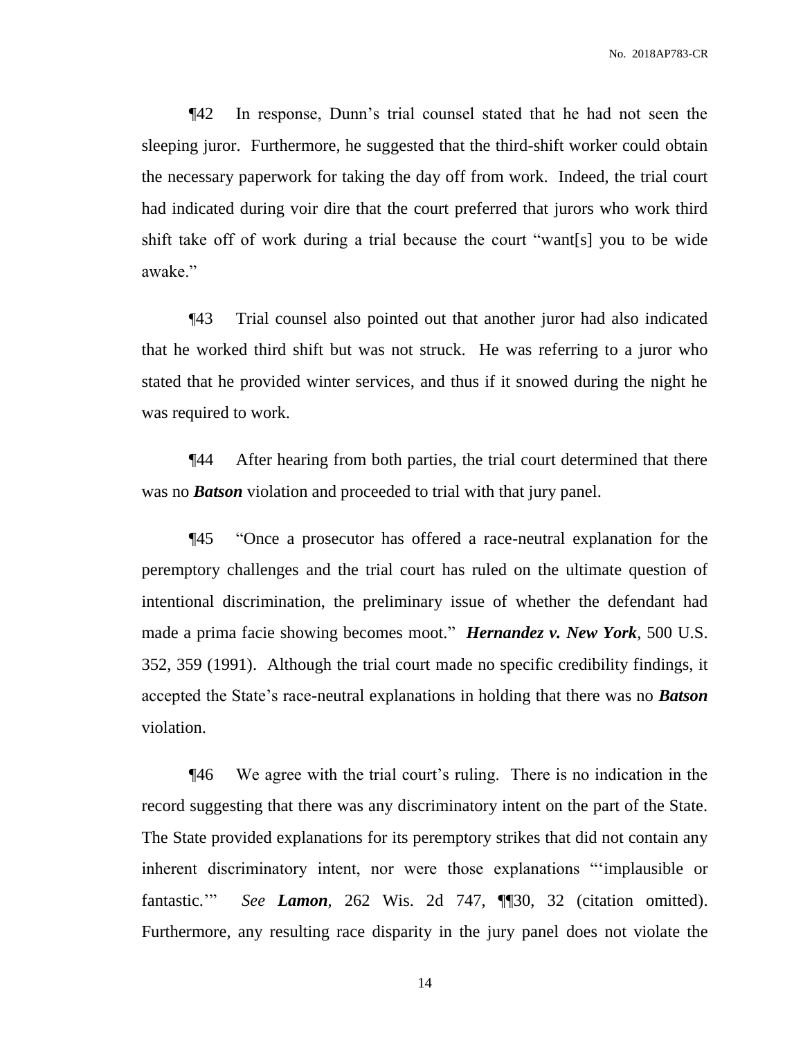¶42 In response, Dunn's trial counsel stated that he had not seen the sleeping juror. Furthermore, he suggested that the third-shift worker could obtain the necessary paperwork for taking the day off from work. Indeed, the trial court had indicated during voir dire that the court preferred that jurors who work third shift take off of work during a trial because the court "want[s] you to be wide awake."

¶43 Trial counsel also pointed out that another juror had also indicated that he worked third shift but was not struck. He was referring to a juror who stated that he provided winter services, and thus if it snowed during the night he was required to work.

¶44 After hearing from both parties, the trial court determined that there was no ***Batson*** violation and proceeded to trial with that jury panel.

¶45 "Once a prosecutor has offered a race-neutral explanation for the peremptory challenges and the trial court has ruled on the ultimate question of intentional discrimination, the preliminary issue of whether the defendant had made a prima facie showing becomes moot." ***Hernandez v. New York***, 500 U.S. 352, 359 (1991). Although the trial court made no specific credibility findings, it accepted the State's race-neutral explanations in holding that there was no ***Batson*** violation.

¶46 We agree with the trial court's ruling. There is no indication in the record suggesting that there was any discriminatory intent on the part of the State. The State provided explanations for its peremptory strikes that did not contain any inherent discriminatory intent, nor were those explanations "'implausible or fantastic.'" *See* ***Lamon***, 262 Wis. 2d 747, ¶¶30, 32 (citation omitted). Furthermore, any resulting race disparity in the jury panel does not violate the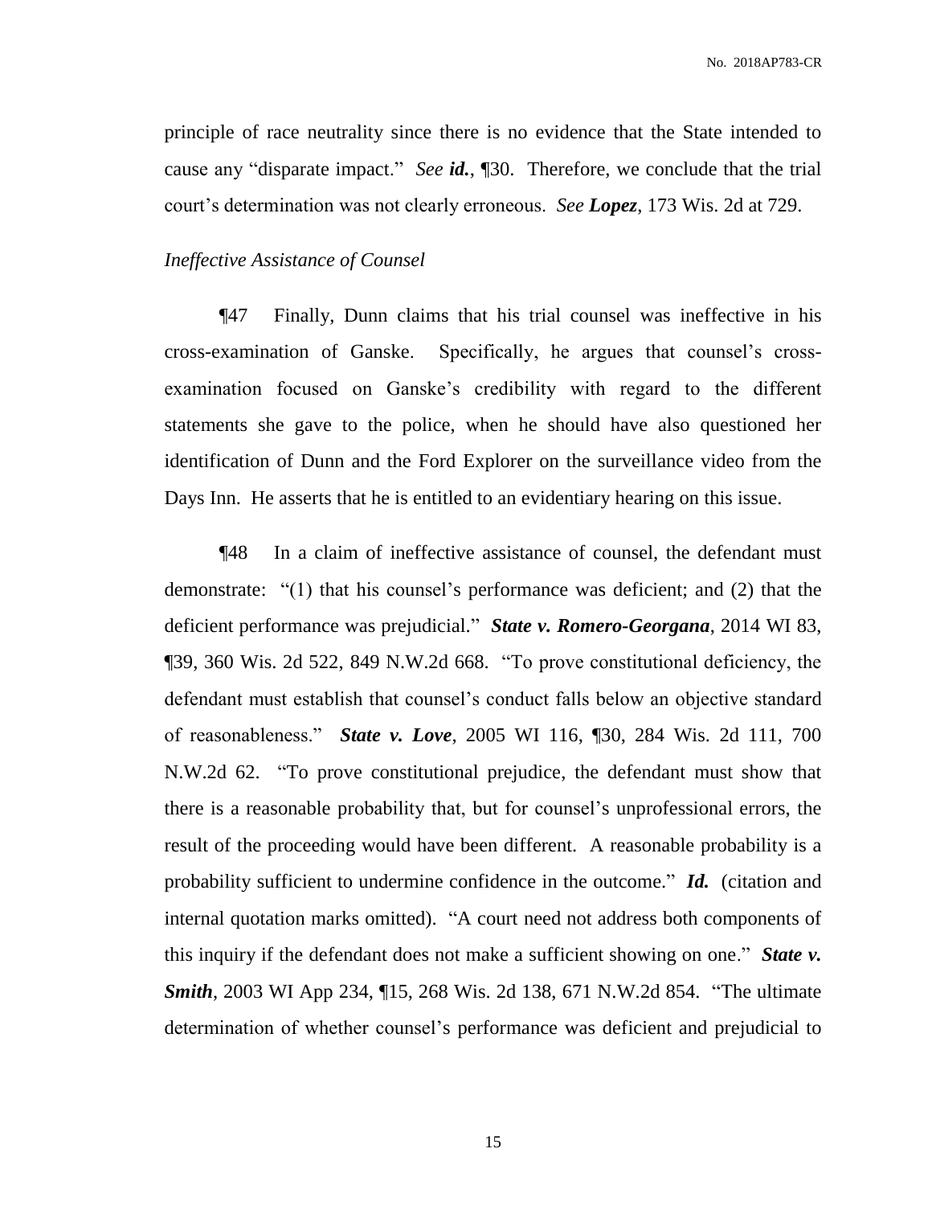principle of race neutrality since there is no evidence that the State intended to cause any "disparate impact." *See* ***id.***, ¶30. Therefore, we conclude that the trial court's determination was not clearly erroneous. *See* ***Lopez***, 173 Wis. 2d at 729.

*Ineffective Assistance of Counsel*

¶47 Finally, Dunn claims that his trial counsel was ineffective in his cross-examination of Ganske. Specifically, he argues that counsel's cross-examination focused on Ganske's credibility with regard to the different statements she gave to the police, when he should have also questioned her identification of Dunn and the Ford Explorer on the surveillance video from the Days Inn. He asserts that he is entitled to an evidentiary hearing on this issue.

¶48 In a claim of ineffective assistance of counsel, the defendant must demonstrate: "(1) that his counsel's performance was deficient; and (2) that the deficient performance was prejudicial." ***State v. Romero-Georgana***, 2014 WI 83, ¶39, 360 Wis. 2d 522, 849 N.W.2d 668. "To prove constitutional deficiency, the defendant must establish that counsel's conduct falls below an objective standard of reasonableness." ***State v. Love***, 2005 WI 116, ¶30, 284 Wis. 2d 111, 700 N.W.2d 62. "To prove constitutional prejudice, the defendant must show that there is a reasonable probability that, but for counsel's unprofessional errors, the result of the proceeding would have been different. A reasonable probability is a probability sufficient to undermine confidence in the outcome." ***Id.*** (citation and internal quotation marks omitted). "A court need not address both components of this inquiry if the defendant does not make a sufficient showing on one." ***State v. Smith***, 2003 WI App 234, ¶15, 268 Wis. 2d 138, 671 N.W.2d 854. "The ultimate determination of whether counsel's performance was deficient and prejudicial to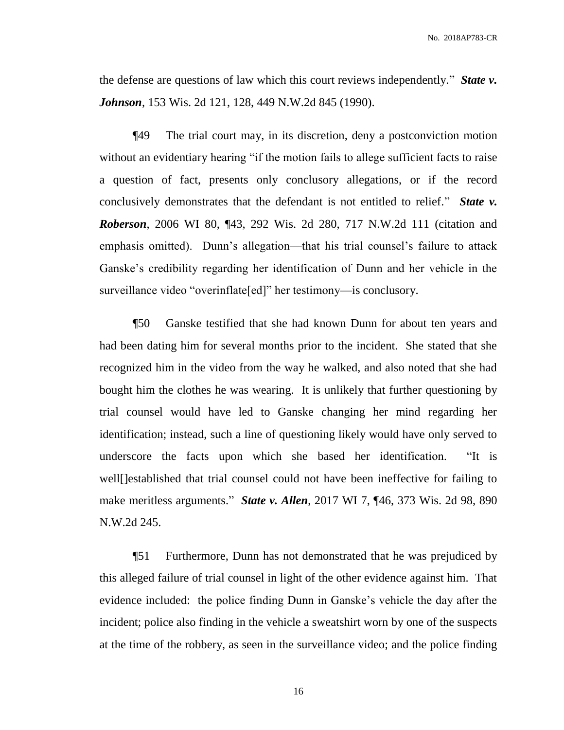the defense are questions of law which this court reviews independently." ***State v. Johnson***, 153 Wis. 2d 121, 128, 449 N.W.2d 845 (1990).

¶49 The trial court may, in its discretion, deny a postconviction motion without an evidentiary hearing "if the motion fails to allege sufficient facts to raise a question of fact, presents only conclusory allegations, or if the record conclusively demonstrates that the defendant is not entitled to relief." ***State v. Roberson***, 2006 WI 80, ¶43, 292 Wis. 2d 280, 717 N.W.2d 111 (citation and emphasis omitted). Dunn's allegation—that his trial counsel's failure to attack Ganske's credibility regarding her identification of Dunn and her vehicle in the surveillance video "overinflate[ed]" her testimony—is conclusory.

¶50 Ganske testified that she had known Dunn for about ten years and had been dating him for several months prior to the incident. She stated that she recognized him in the video from the way he walked, and also noted that she had bought him the clothes he was wearing. It is unlikely that further questioning by trial counsel would have led to Ganske changing her mind regarding her identification; instead, such a line of questioning likely would have only served to underscore the facts upon which she based her identification. "It is well[]established that trial counsel could not have been ineffective for failing to make meritless arguments." ***State v. Allen***, 2017 WI 7, ¶46, 373 Wis. 2d 98, 890 N.W.2d 245.

¶51 Furthermore, Dunn has not demonstrated that he was prejudiced by this alleged failure of trial counsel in light of the other evidence against him. That evidence included: the police finding Dunn in Ganske's vehicle the day after the incident; police also finding in the vehicle a sweatshirt worn by one of the suspects at the time of the robbery, as seen in the surveillance video; and the police finding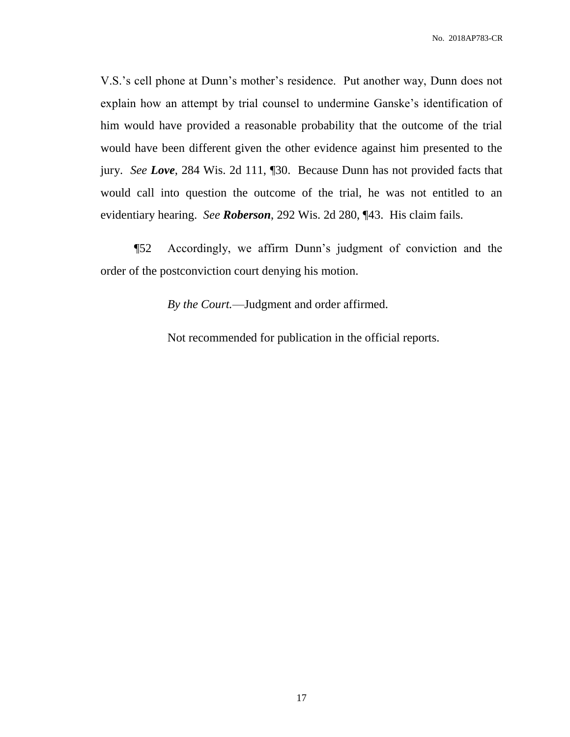V.S.'s cell phone at Dunn's mother's residence. Put another way, Dunn does not explain how an attempt by trial counsel to undermine Ganske's identification of him would have provided a reasonable probability that the outcome of the trial would have been different given the other evidence against him presented to the jury. *See* ***Love***, 284 Wis. 2d 111, ¶30. Because Dunn has not provided facts that would call into question the outcome of the trial, he was not entitled to an evidentiary hearing. *See* ***Roberson***, 292 Wis. 2d 280, ¶43. His claim fails.

¶52 Accordingly, we affirm Dunn's judgment of conviction and the order of the postconviction court denying his motion.

*By the Court.*—Judgment and order affirmed.

Not recommended for publication in the official reports.